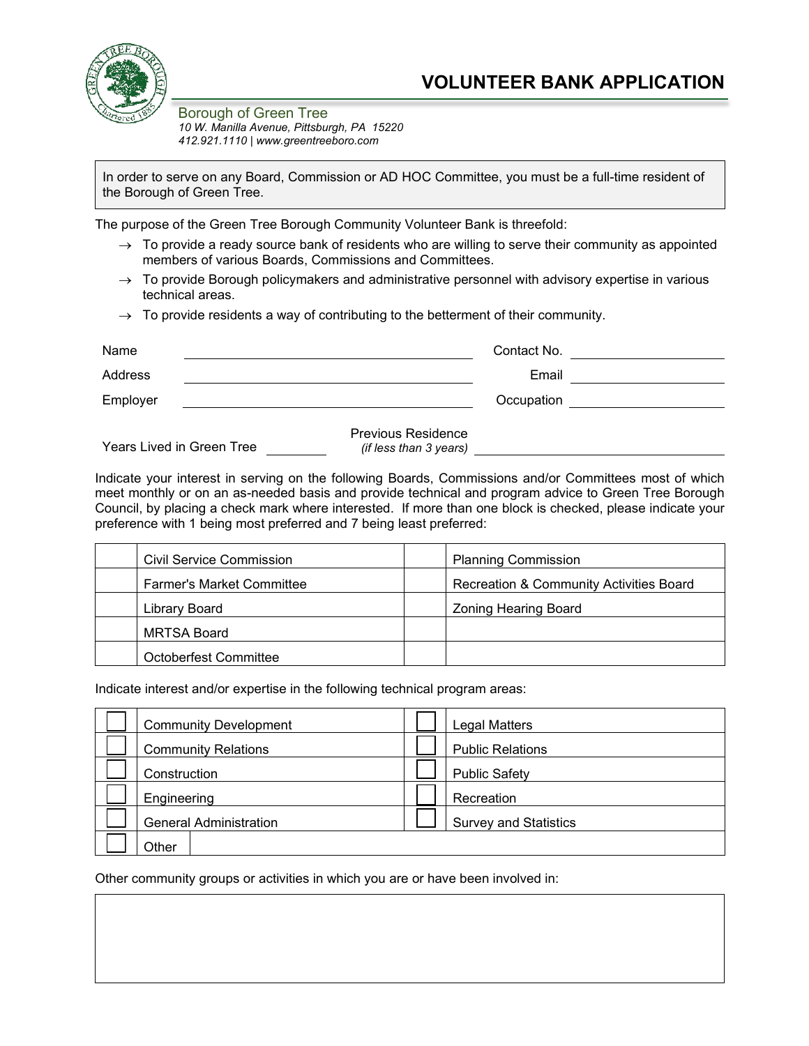# VOLUNTEER BANK APPLICATION

Borough of Green Tree
*10 W. Manilla Avenue, Pittsburgh, PA 15220*
*412.921.1110 | www.greentreeboro.com*

> In order to serve on any Board, Commission or AD HOC Committee, you must be a full-time resident of the Borough of Green Tree.

The purpose of the Green Tree Borough Community Volunteer Bank is threefold:

- → To provide a ready source bank of residents who are willing to serve their community as appointed members of various Boards, Commissions and Committees.
- → To provide Borough policymakers and administrative personnel with advisory expertise in various technical areas.
- → To provide residents a way of contributing to the betterment of their community.

Name ______________________________ Contact No. ____________________

Address ______________________________ Email ____________________

Employer ______________________________ Occupation ____________________

Years Lived in Green Tree ________ Previous Residence *(if less than 3 years)* ______________________________

Indicate your interest in serving on the following Boards, Commissions and/or Committees most of which meet monthly or on an as-needed basis and provide technical and program advice to Green Tree Borough Council, by placing a check mark where interested. If more than one block is checked, please indicate your preference with 1 being most preferred and 7 being least preferred:

| | | | |
|---|---|---|---|
| | Civil Service Commission | | Planning Commission |
| | Farmer's Market Committee | | Recreation & Community Activities Board |
| | Library Board | | Zoning Hearing Board |
| | MRTSA Board | | |
| | Octoberfest Committee | | |

Indicate interest and/or expertise in the following technical program areas:

| | | | |
|---|---|---|---|
| ☐ | Community Development | ☐ | Legal Matters |
| ☐ | Community Relations | ☐ | Public Relations |
| ☐ | Construction | ☐ | Public Safety |
| ☐ | Engineering | ☐ | Recreation |
| ☐ | General Administration | ☐ | Survey and Statistics |
| ☐ | Other | | |

Other community groups or activities in which you are or have been involved in: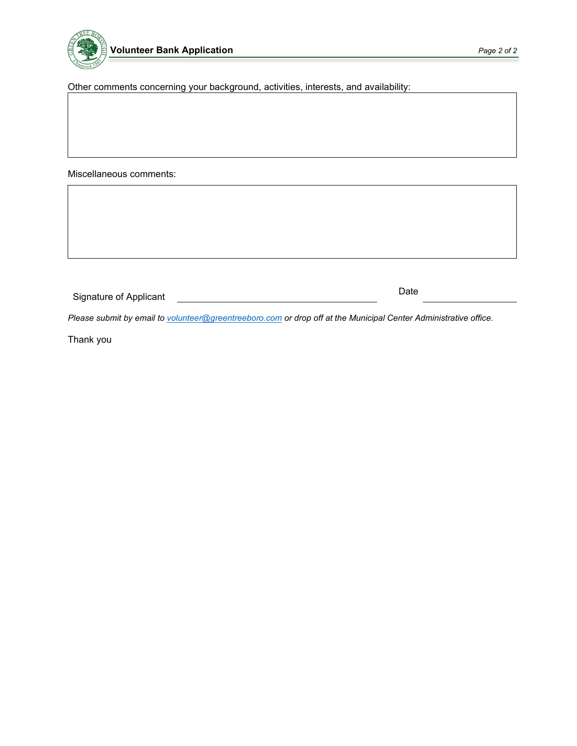Other comments concerning your background, activities, interests, and availability:

Miscellaneous comments:

Signature of Applicant \_\_\_\_\_\_\_\_\_\_\_\_\_\_\_\_\_\_\_\_\_\_\_\_\_\_\_\_\_\_\_\_\_\_\_\_\_\_ Date \_\_\_\_\_\_\_\_\_\_\_\_\_\_\_\_\_\_

*Please submit by email to [volunteer@greentreeboro.com](mailto:volunteer@greentreeboro.com) or drop off at the Municipal Center Administrative office.*

Thank you